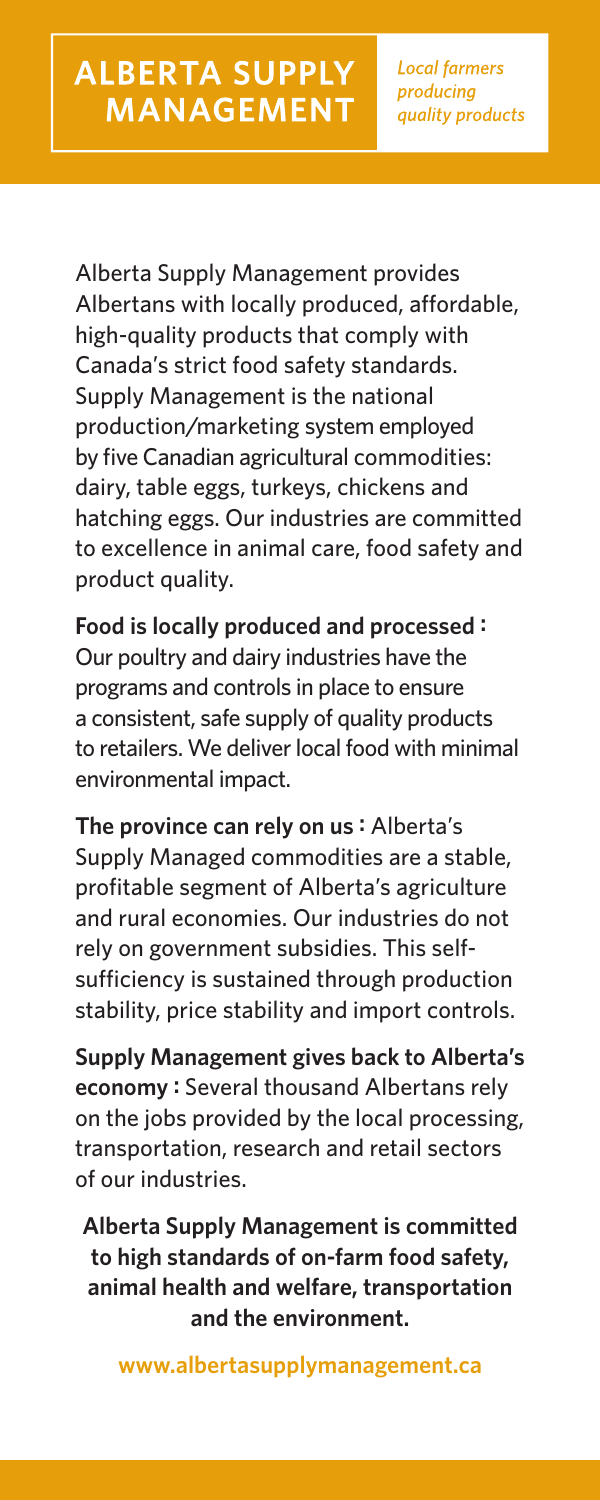# ALBERTA SUPPLY MANAGEMENT

*Local farmers producing quality products*

Alberta Supply Management provides Albertans with locally produced, affordable, high-quality products that comply with Canada's strict food safety standards. Supply Management is the national production/marketing system employed by five Canadian agricultural commodities: dairy, table eggs, turkeys, chickens and hatching eggs. Our industries are committed to excellence in animal care, food safety and product quality.

**Food is locally produced and processed :** Our poultry and dairy industries have the programs and controls in place to ensure a consistent, safe supply of quality products to retailers. We deliver local food with minimal environmental impact.

**The province can rely on us :** Alberta's Supply Managed commodities are a stable, profitable segment of Alberta's agriculture and rural economies. Our industries do not rely on government subsidies. This self-sufficiency is sustained through production stability, price stability and import controls.

**Supply Management gives back to Alberta's economy :** Several thousand Albertans rely on the jobs provided by the local processing, transportation, research and retail sectors of our industries.

**Alberta Supply Management is committed to high standards of on-farm food safety, animal health and welfare, transportation and the environment.**

**www.albertasupplymanagement.ca**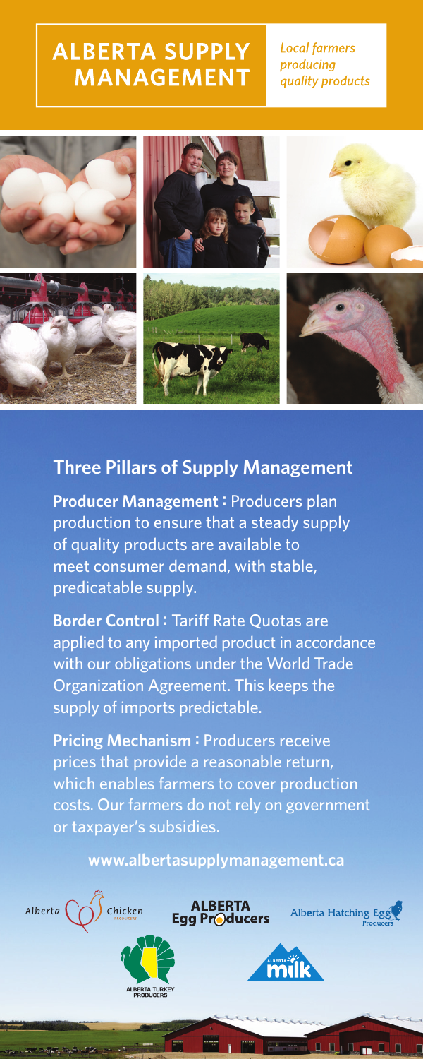# ALBERTA SUPPLY MANAGEMENT

*Local farmers producing quality products*

## Three Pillars of Supply Management

**Producer Management :** Producers plan production to ensure that a steady supply of quality products are available to meet consumer demand, with stable, predicatable supply.

**Border Control :** Tariff Rate Quotas are applied to any imported product in accordance with our obligations under the World Trade Organization Agreement. This keeps the supply of imports predictable.

**Pricing Mechanism :** Producers receive prices that provide a reasonable return, which enables farmers to cover production costs. Our farmers do not rely on government or taxpayer's subsidies.

**www.albertasupplymanagement.ca**

Alberta Chicken Producers

ALBERTA Egg Producers

Alberta Hatching Egg Producers

ALBERTA TURKEY PRODUCERS

ALBERTA milk